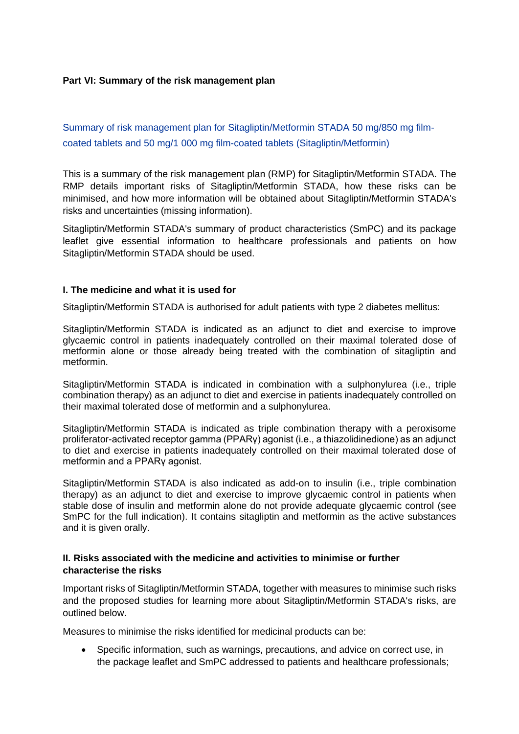**Part VI: Summary of the risk management plan**

## Summary of risk management plan for Sitagliptin/Metformin STADA 50 mg/850 mg film-coated tablets and 50 mg/1 000 mg film-coated tablets (Sitagliptin/Metformin)

This is a summary of the risk management plan (RMP) for Sitagliptin/Metformin STADA. The RMP details important risks of Sitagliptin/Metformin STADA, how these risks can be minimised, and how more information will be obtained about Sitagliptin/Metformin STADA's risks and uncertainties (missing information).

Sitagliptin/Metformin STADA's summary of product characteristics (SmPC) and its package leaflet give essential information to healthcare professionals and patients on how Sitagliptin/Metformin STADA should be used.

### I. The medicine and what it is used for

Sitagliptin/Metformin STADA is authorised for adult patients with type 2 diabetes mellitus:

Sitagliptin/Metformin STADA is indicated as an adjunct to diet and exercise to improve glycaemic control in patients inadequately controlled on their maximal tolerated dose of metformin alone or those already being treated with the combination of sitagliptin and metformin.

Sitagliptin/Metformin STADA is indicated in combination with a sulphonylurea (i.e., triple combination therapy) as an adjunct to diet and exercise in patients inadequately controlled on their maximal tolerated dose of metformin and a sulphonylurea.

Sitagliptin/Metformin STADA is indicated as triple combination therapy with a peroxisome proliferator-activated receptor gamma (PPARγ) agonist (i.e., a thiazolidinedione) as an adjunct to diet and exercise in patients inadequately controlled on their maximal tolerated dose of metformin and a PPARγ agonist.

Sitagliptin/Metformin STADA is also indicated as add-on to insulin (i.e., triple combination therapy) as an adjunct to diet and exercise to improve glycaemic control in patients when stable dose of insulin and metformin alone do not provide adequate glycaemic control (see SmPC for the full indication). It contains sitagliptin and metformin as the active substances and it is given orally.

### II. Risks associated with the medicine and activities to minimise or further characterise the risks

Important risks of Sitagliptin/Metformin STADA, together with measures to minimise such risks and the proposed studies for learning more about Sitagliptin/Metformin STADA's risks, are outlined below.

Measures to minimise the risks identified for medicinal products can be:

- Specific information, such as warnings, precautions, and advice on correct use, in the package leaflet and SmPC addressed to patients and healthcare professionals;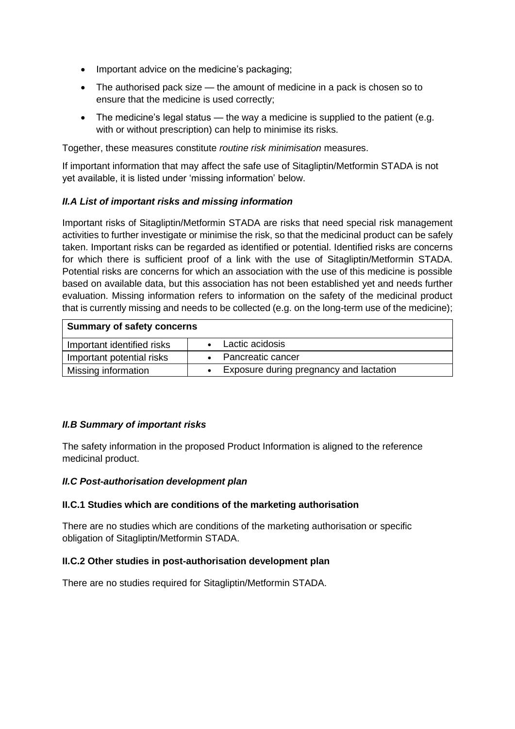- Important advice on the medicine's packaging;
- The authorised pack size — the amount of medicine in a pack is chosen so to ensure that the medicine is used correctly;
- The medicine's legal status — the way a medicine is supplied to the patient (e.g. with or without prescription) can help to minimise its risks.

Together, these measures constitute *routine risk minimisation* measures.

If important information that may affect the safe use of Sitagliptin/Metformin STADA is not yet available, it is listed under 'missing information' below.

### *II.A List of important risks and missing information*

Important risks of Sitagliptin/Metformin STADA are risks that need special risk management activities to further investigate or minimise the risk, so that the medicinal product can be safely taken. Important risks can be regarded as identified or potential. Identified risks are concerns for which there is sufficient proof of a link with the use of Sitagliptin/Metformin STADA. Potential risks are concerns for which an association with the use of this medicine is possible based on available data, but this association has not been established yet and needs further evaluation. Missing information refers to information on the safety of the medicinal product that is currently missing and needs to be collected (e.g. on the long-term use of the medicine);

| **Summary of safety concerns** | |
|---|---|
| Important identified risks | • Lactic acidosis |
| Important potential risks | • Pancreatic cancer |
| Missing information | • Exposure during pregnancy and lactation |

### *II.B Summary of important risks*

The safety information in the proposed Product Information is aligned to the reference medicinal product.

### *II.C Post-authorisation development plan*

#### II.C.1 Studies which are conditions of the marketing authorisation

There are no studies which are conditions of the marketing authorisation or specific obligation of Sitagliptin/Metformin STADA.

#### II.C.2 Other studies in post-authorisation development plan

There are no studies required for Sitagliptin/Metformin STADA.